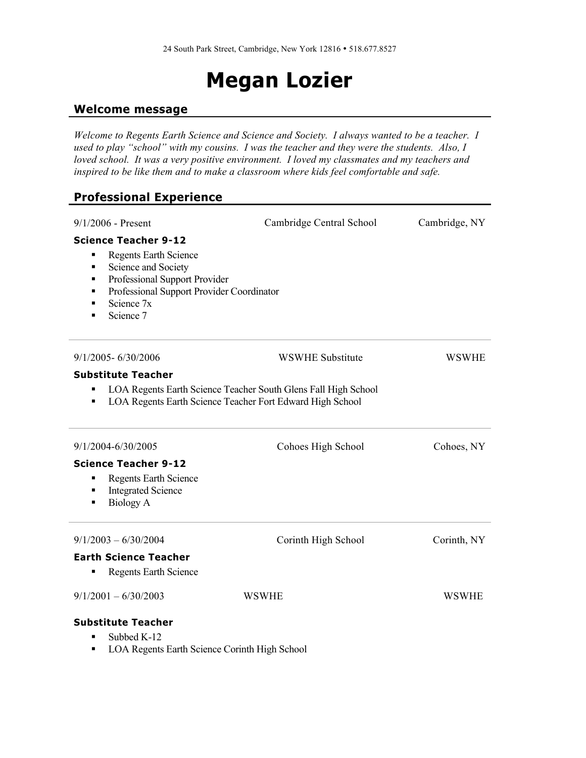24 South Park Street, Cambridge, New York 12816 • 518.677.8527

# Megan Lozier

## Welcome message

*Welcome to Regents Earth Science and Science and Society. I always wanted to be a teacher. I used to play "school" with my cousins. I was the teacher and they were the students. Also, I loved school. It was a very positive environment. I loved my classmates and my teachers and inspired to be like them and to make a classroom where kids feel comfortable and safe.*

## Professional Experience

9/1/2006 - Present | Cambridge Central School | Cambridge, NY

**Science Teacher 9-12**

- Regents Earth Science
- Science and Society
- Professional Support Provider
- Professional Support Provider Coordinator
- Science 7x
- Science 7

---

9/1/2005- 6/30/2006 | WSWHE Substitute | WSWHE

**Substitute Teacher**

- LOA Regents Earth Science Teacher South Glens Fall High School
- LOA Regents Earth Science Teacher Fort Edward High School

---

9/1/2004-6/30/2005 | Cohoes High School | Cohoes, NY

**Science Teacher 9-12**

- Regents Earth Science
- Integrated Science
- Biology A

---

9/1/2003 – 6/30/2004 | Corinth High School | Corinth, NY

**Earth Science Teacher**

- Regents Earth Science

9/1/2001 – 6/30/2003 | WSWHE | WSWHE

**Substitute Teacher**

- Subbed K-12
- LOA Regents Earth Science Corinth High School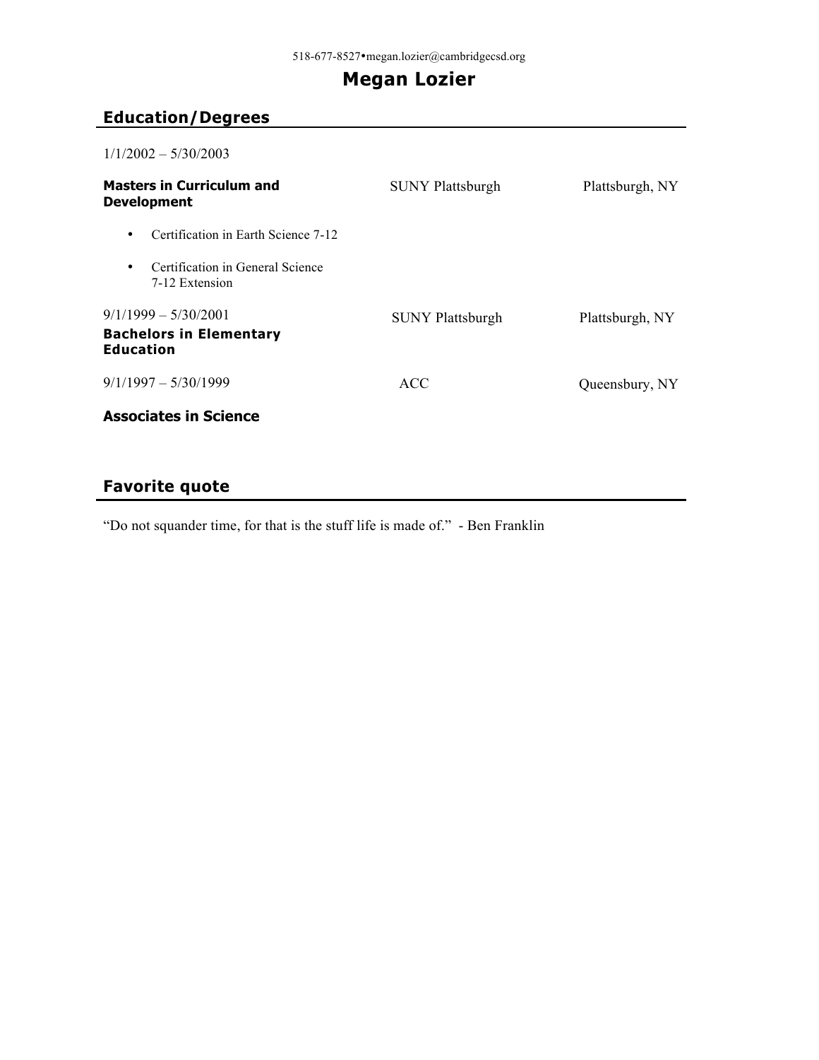518-677-8527•megan.lozier@cambridgecsd.org

# Megan Lozier

## Education/Degrees

1/1/2002 – 5/30/2003

**Masters in Curriculum and Development** — SUNY Plattsburgh — Plattsburgh, NY

- Certification in Earth Science 7-12
- Certification in General Science 7-12 Extension

9/1/1999 – 5/30/2001

**Bachelors in Elementary Education** — SUNY Plattsburgh — Plattsburgh, NY

9/1/1997 – 5/30/1999 — ACC — Queensbury, NY

**Associates in Science**

## Favorite quote

"Do not squander time, for that is the stuff life is made of." - Ben Franklin